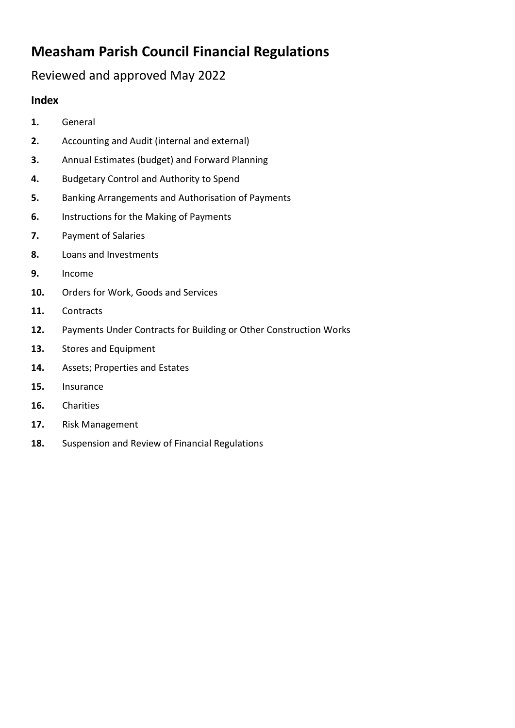# Measham Parish Council Financial Regulations

## Reviewed and approved May 2022

### Index

**1.** General

**2.** Accounting and Audit (internal and external)

**3.** Annual Estimates (budget) and Forward Planning

**4.** Budgetary Control and Authority to Spend

**5.** Banking Arrangements and Authorisation of Payments

**6.** Instructions for the Making of Payments

**7.** Payment of Salaries

**8.** Loans and Investments

**9.** Income

**10.** Orders for Work, Goods and Services

**11.** Contracts

**12.** Payments Under Contracts for Building or Other Construction Works

**13.** Stores and Equipment

**14.** Assets; Properties and Estates

**15.** Insurance

**16.** Charities

**17.** Risk Management

**18.** Suspension and Review of Financial Regulations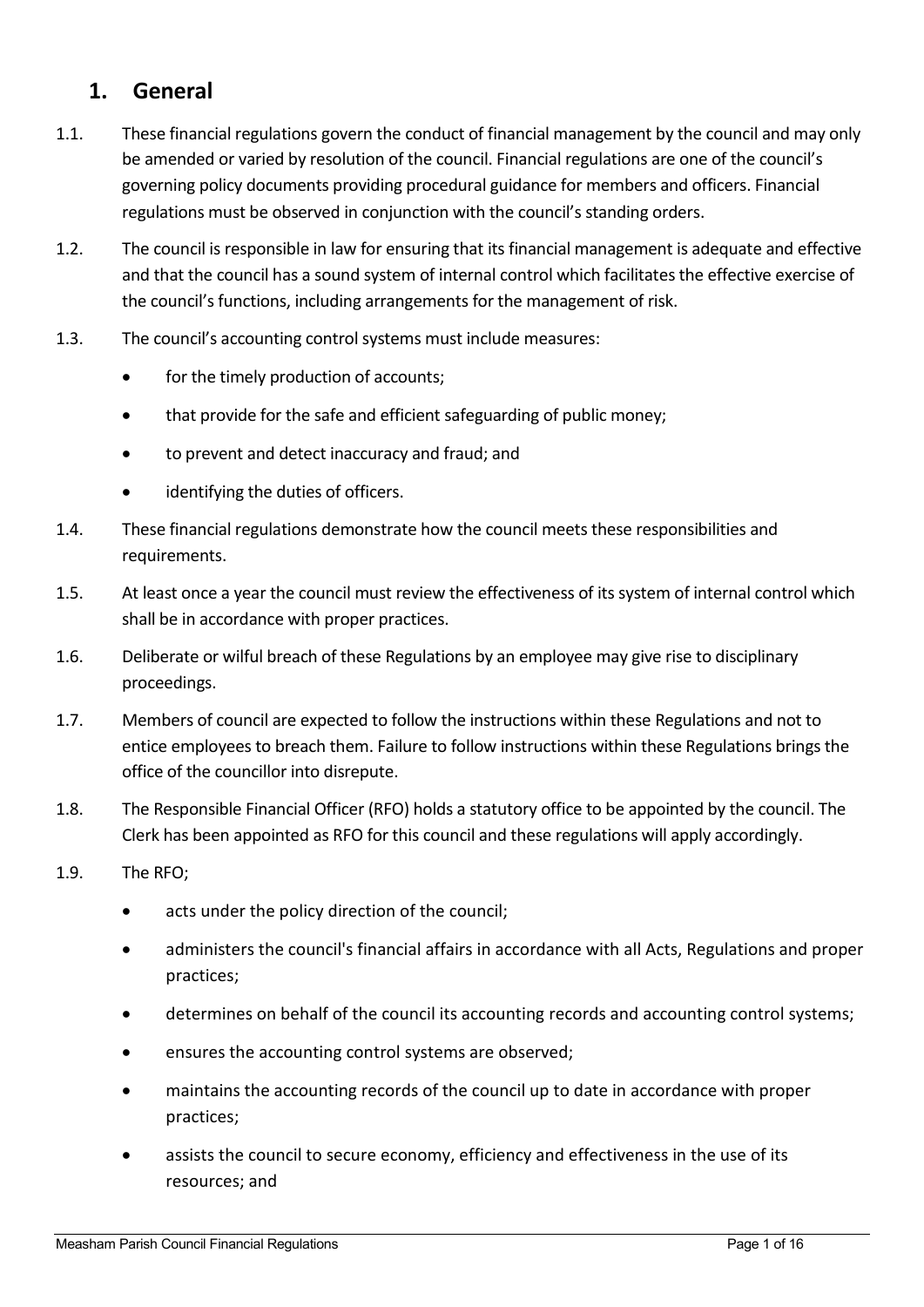## 1. General

1.1. These financial regulations govern the conduct of financial management by the council and may only be amended or varied by resolution of the council. Financial regulations are one of the council's governing policy documents providing procedural guidance for members and officers. Financial regulations must be observed in conjunction with the council's standing orders.

1.2. The council is responsible in law for ensuring that its financial management is adequate and effective and that the council has a sound system of internal control which facilitates the effective exercise of the council's functions, including arrangements for the management of risk.

1.3. The council's accounting control systems must include measures:

- for the timely production of accounts;
- that provide for the safe and efficient safeguarding of public money;
- to prevent and detect inaccuracy and fraud; and
- identifying the duties of officers.

1.4. These financial regulations demonstrate how the council meets these responsibilities and requirements.

1.5. At least once a year the council must review the effectiveness of its system of internal control which shall be in accordance with proper practices.

1.6. Deliberate or wilful breach of these Regulations by an employee may give rise to disciplinary proceedings.

1.7. Members of council are expected to follow the instructions within these Regulations and not to entice employees to breach them. Failure to follow instructions within these Regulations brings the office of the councillor into disrepute.

1.8. The Responsible Financial Officer (RFO) holds a statutory office to be appointed by the council. The Clerk has been appointed as RFO for this council and these regulations will apply accordingly.

1.9. The RFO;

- acts under the policy direction of the council;
- administers the council's financial affairs in accordance with all Acts, Regulations and proper practices;
- determines on behalf of the council its accounting records and accounting control systems;
- ensures the accounting control systems are observed;
- maintains the accounting records of the council up to date in accordance with proper practices;
- assists the council to secure economy, efficiency and effectiveness in the use of its resources; and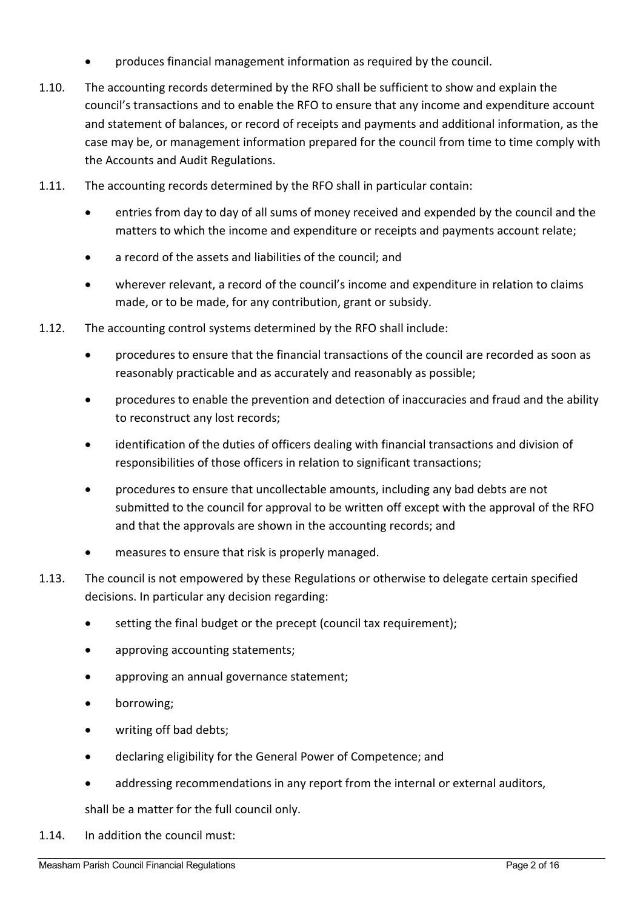- produces financial management information as required by the council.

1.10. The accounting records determined by the RFO shall be sufficient to show and explain the council's transactions and to enable the RFO to ensure that any income and expenditure account and statement of balances, or record of receipts and payments and additional information, as the case may be, or management information prepared for the council from time to time comply with the Accounts and Audit Regulations.

1.11. The accounting records determined by the RFO shall in particular contain:

- entries from day to day of all sums of money received and expended by the council and the matters to which the income and expenditure or receipts and payments account relate;
- a record of the assets and liabilities of the council; and
- wherever relevant, a record of the council's income and expenditure in relation to claims made, or to be made, for any contribution, grant or subsidy.

1.12. The accounting control systems determined by the RFO shall include:

- procedures to ensure that the financial transactions of the council are recorded as soon as reasonably practicable and as accurately and reasonably as possible;
- procedures to enable the prevention and detection of inaccuracies and fraud and the ability to reconstruct any lost records;
- identification of the duties of officers dealing with financial transactions and division of responsibilities of those officers in relation to significant transactions;
- procedures to ensure that uncollectable amounts, including any bad debts are not submitted to the council for approval to be written off except with the approval of the RFO and that the approvals are shown in the accounting records; and
- measures to ensure that risk is properly managed.

1.13. The council is not empowered by these Regulations or otherwise to delegate certain specified decisions. In particular any decision regarding:

- setting the final budget or the precept (council tax requirement);
- approving accounting statements;
- approving an annual governance statement;
- borrowing;
- writing off bad debts;
- declaring eligibility for the General Power of Competence; and
- addressing recommendations in any report from the internal or external auditors,

shall be a matter for the full council only.

1.14. In addition the council must: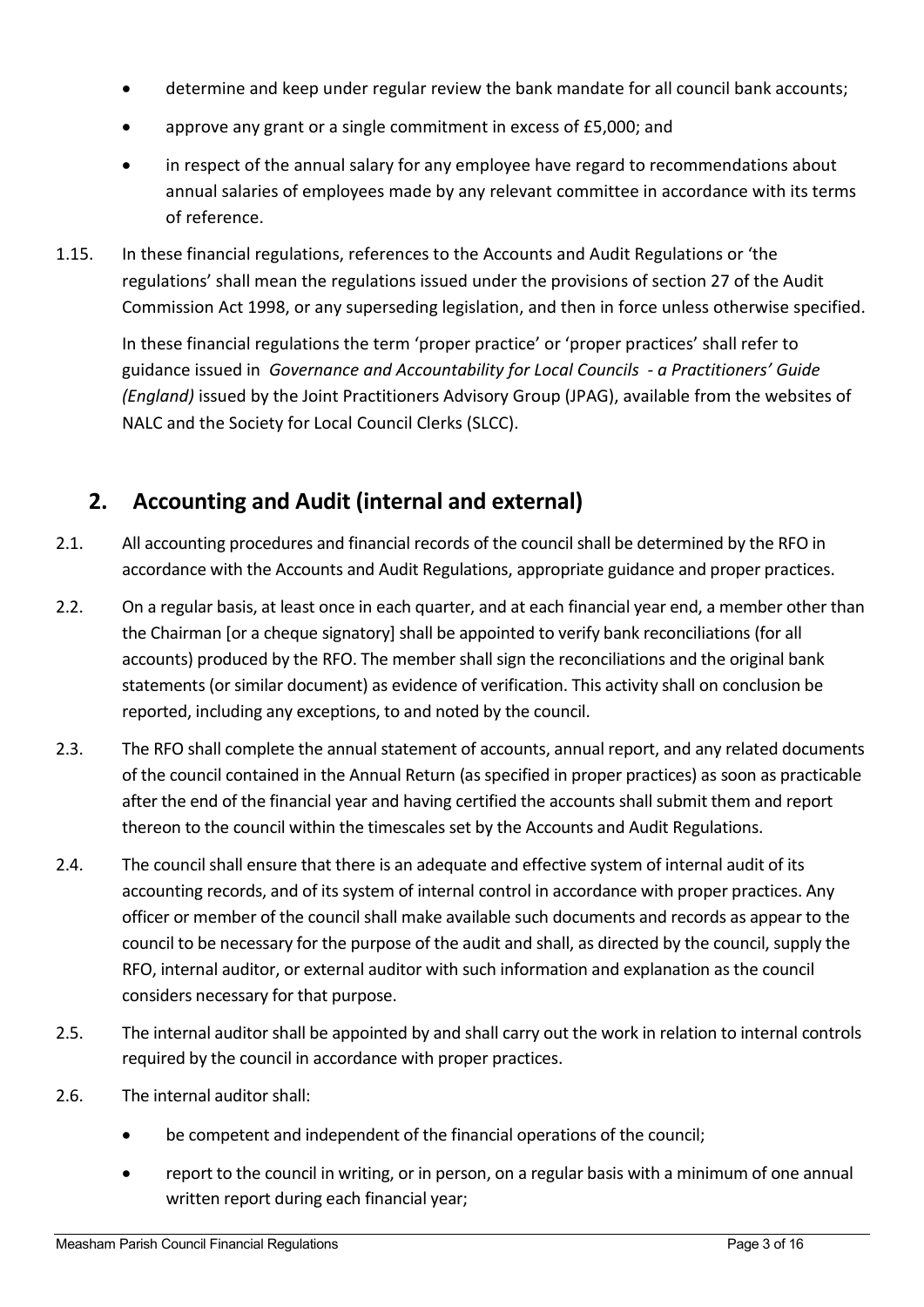- determine and keep under regular review the bank mandate for all council bank accounts;
- approve any grant or a single commitment in excess of £5,000; and
- in respect of the annual salary for any employee have regard to recommendations about annual salaries of employees made by any relevant committee in accordance with its terms of reference.

1.15. In these financial regulations, references to the Accounts and Audit Regulations or 'the regulations' shall mean the regulations issued under the provisions of section 27 of the Audit Commission Act 1998, or any superseding legislation, and then in force unless otherwise specified.

In these financial regulations the term 'proper practice' or 'proper practices' shall refer to guidance issued in *Governance and Accountability for Local Councils - a Practitioners' Guide (England)* issued by the Joint Practitioners Advisory Group (JPAG), available from the websites of NALC and the Society for Local Council Clerks (SLCC).

## 2. Accounting and Audit (internal and external)

2.1. All accounting procedures and financial records of the council shall be determined by the RFO in accordance with the Accounts and Audit Regulations, appropriate guidance and proper practices.

2.2. On a regular basis, at least once in each quarter, and at each financial year end, a member other than the Chairman [or a cheque signatory] shall be appointed to verify bank reconciliations (for all accounts) produced by the RFO. The member shall sign the reconciliations and the original bank statements (or similar document) as evidence of verification. This activity shall on conclusion be reported, including any exceptions, to and noted by the council.

2.3. The RFO shall complete the annual statement of accounts, annual report, and any related documents of the council contained in the Annual Return (as specified in proper practices) as soon as practicable after the end of the financial year and having certified the accounts shall submit them and report thereon to the council within the timescales set by the Accounts and Audit Regulations.

2.4. The council shall ensure that there is an adequate and effective system of internal audit of its accounting records, and of its system of internal control in accordance with proper practices. Any officer or member of the council shall make available such documents and records as appear to the council to be necessary for the purpose of the audit and shall, as directed by the council, supply the RFO, internal auditor, or external auditor with such information and explanation as the council considers necessary for that purpose.

2.5. The internal auditor shall be appointed by and shall carry out the work in relation to internal controls required by the council in accordance with proper practices.

2.6. The internal auditor shall:

- be competent and independent of the financial operations of the council;
- report to the council in writing, or in person, on a regular basis with a minimum of one annual written report during each financial year;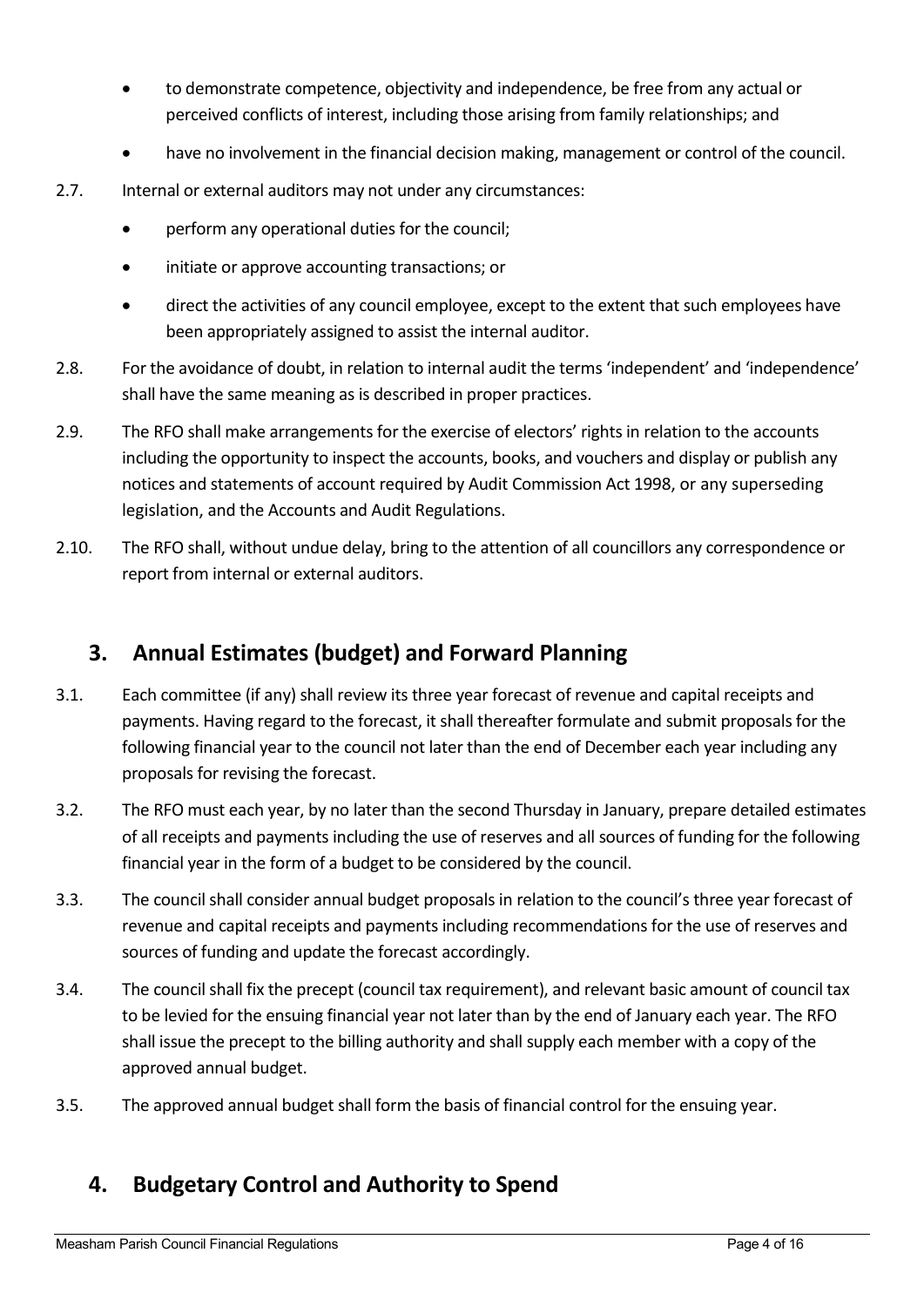- to demonstrate competence, objectivity and independence, be free from any actual or perceived conflicts of interest, including those arising from family relationships; and
- have no involvement in the financial decision making, management or control of the council.

2.7. Internal or external auditors may not under any circumstances:

- perform any operational duties for the council;
- initiate or approve accounting transactions; or
- direct the activities of any council employee, except to the extent that such employees have been appropriately assigned to assist the internal auditor.

2.8. For the avoidance of doubt, in relation to internal audit the terms 'independent' and 'independence' shall have the same meaning as is described in proper practices.

2.9. The RFO shall make arrangements for the exercise of electors' rights in relation to the accounts including the opportunity to inspect the accounts, books, and vouchers and display or publish any notices and statements of account required by Audit Commission Act 1998, or any superseding legislation, and the Accounts and Audit Regulations.

2.10. The RFO shall, without undue delay, bring to the attention of all councillors any correspondence or report from internal or external auditors.

## 3. Annual Estimates (budget) and Forward Planning

3.1. Each committee (if any) shall review its three year forecast of revenue and capital receipts and payments. Having regard to the forecast, it shall thereafter formulate and submit proposals for the following financial year to the council not later than the end of December each year including any proposals for revising the forecast.

3.2. The RFO must each year, by no later than the second Thursday in January, prepare detailed estimates of all receipts and payments including the use of reserves and all sources of funding for the following financial year in the form of a budget to be considered by the council.

3.3. The council shall consider annual budget proposals in relation to the council's three year forecast of revenue and capital receipts and payments including recommendations for the use of reserves and sources of funding and update the forecast accordingly.

3.4. The council shall fix the precept (council tax requirement), and relevant basic amount of council tax to be levied for the ensuing financial year not later than by the end of January each year. The RFO shall issue the precept to the billing authority and shall supply each member with a copy of the approved annual budget.

3.5. The approved annual budget shall form the basis of financial control for the ensuing year.

## 4. Budgetary Control and Authority to Spend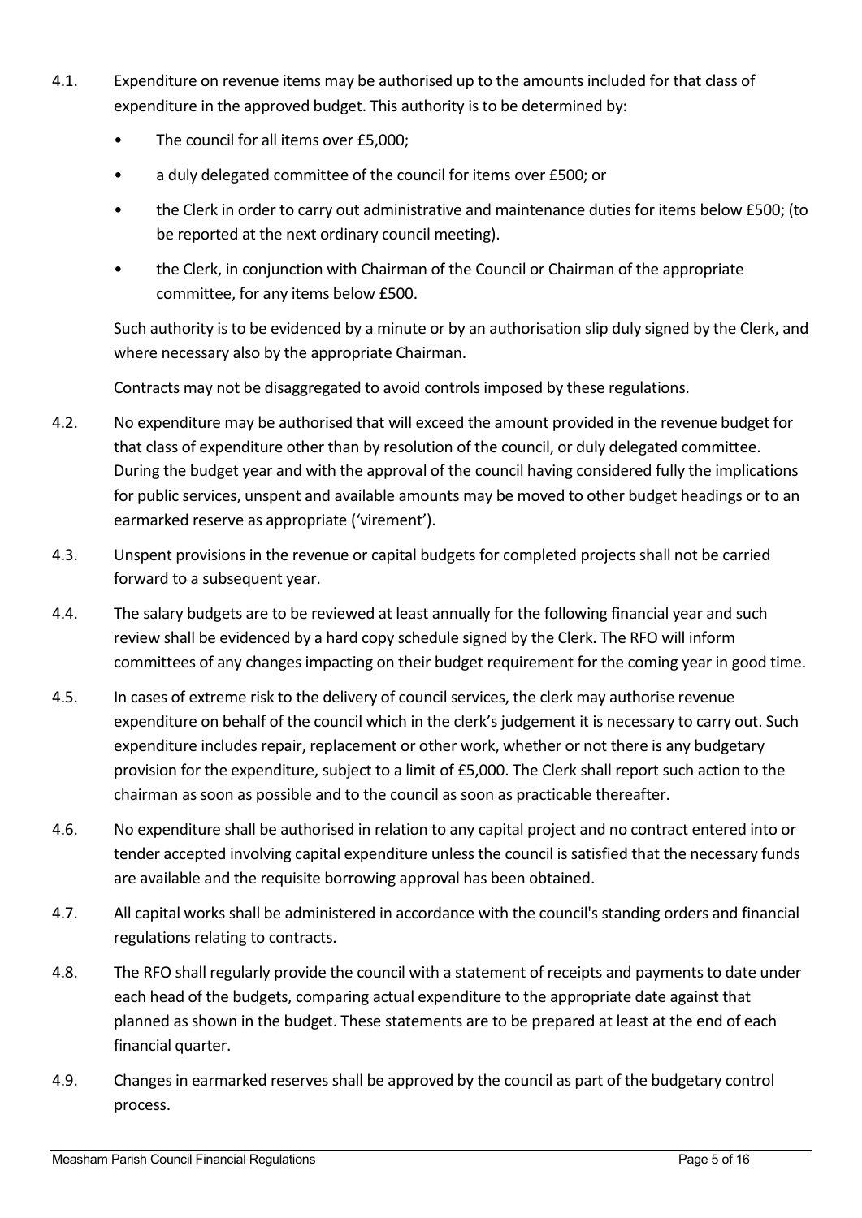4.1. Expenditure on revenue items may be authorised up to the amounts included for that class of expenditure in the approved budget. This authority is to be determined by:

- The council for all items over £5,000;
- a duly delegated committee of the council for items over £500; or
- the Clerk in order to carry out administrative and maintenance duties for items below £500; (to be reported at the next ordinary council meeting).
- the Clerk, in conjunction with Chairman of the Council or Chairman of the appropriate committee, for any items below £500.

Such authority is to be evidenced by a minute or by an authorisation slip duly signed by the Clerk, and where necessary also by the appropriate Chairman.

Contracts may not be disaggregated to avoid controls imposed by these regulations.

4.2. No expenditure may be authorised that will exceed the amount provided in the revenue budget for that class of expenditure other than by resolution of the council, or duly delegated committee. During the budget year and with the approval of the council having considered fully the implications for public services, unspent and available amounts may be moved to other budget headings or to an earmarked reserve as appropriate ('virement').

4.3. Unspent provisions in the revenue or capital budgets for completed projects shall not be carried forward to a subsequent year.

4.4. The salary budgets are to be reviewed at least annually for the following financial year and such review shall be evidenced by a hard copy schedule signed by the Clerk. The RFO will inform committees of any changes impacting on their budget requirement for the coming year in good time.

4.5. In cases of extreme risk to the delivery of council services, the clerk may authorise revenue expenditure on behalf of the council which in the clerk's judgement it is necessary to carry out. Such expenditure includes repair, replacement or other work, whether or not there is any budgetary provision for the expenditure, subject to a limit of £5,000. The Clerk shall report such action to the chairman as soon as possible and to the council as soon as practicable thereafter.

4.6. No expenditure shall be authorised in relation to any capital project and no contract entered into or tender accepted involving capital expenditure unless the council is satisfied that the necessary funds are available and the requisite borrowing approval has been obtained.

4.7. All capital works shall be administered in accordance with the council's standing orders and financial regulations relating to contracts.

4.8. The RFO shall regularly provide the council with a statement of receipts and payments to date under each head of the budgets, comparing actual expenditure to the appropriate date against that planned as shown in the budget. These statements are to be prepared at least at the end of each financial quarter.

4.9. Changes in earmarked reserves shall be approved by the council as part of the budgetary control process.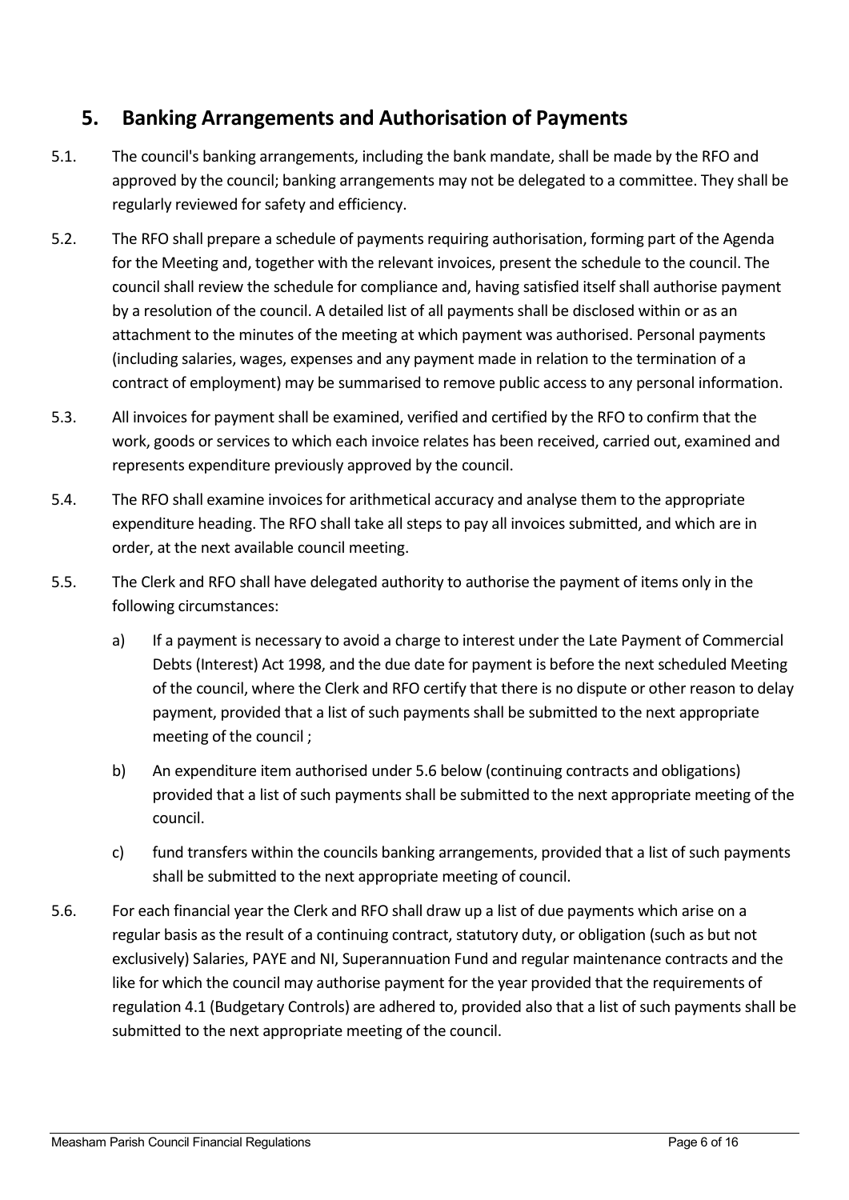## 5. Banking Arrangements and Authorisation of Payments

5.1. The council's banking arrangements, including the bank mandate, shall be made by the RFO and approved by the council; banking arrangements may not be delegated to a committee. They shall be regularly reviewed for safety and efficiency.

5.2. The RFO shall prepare a schedule of payments requiring authorisation, forming part of the Agenda for the Meeting and, together with the relevant invoices, present the schedule to the council. The council shall review the schedule for compliance and, having satisfied itself shall authorise payment by a resolution of the council. A detailed list of all payments shall be disclosed within or as an attachment to the minutes of the meeting at which payment was authorised. Personal payments (including salaries, wages, expenses and any payment made in relation to the termination of a contract of employment) may be summarised to remove public access to any personal information.

5.3. All invoices for payment shall be examined, verified and certified by the RFO to confirm that the work, goods or services to which each invoice relates has been received, carried out, examined and represents expenditure previously approved by the council.

5.4. The RFO shall examine invoices for arithmetical accuracy and analyse them to the appropriate expenditure heading. The RFO shall take all steps to pay all invoices submitted, and which are in order, at the next available council meeting.

5.5. The Clerk and RFO shall have delegated authority to authorise the payment of items only in the following circumstances:

a) If a payment is necessary to avoid a charge to interest under the Late Payment of Commercial Debts (Interest) Act 1998, and the due date for payment is before the next scheduled Meeting of the council, where the Clerk and RFO certify that there is no dispute or other reason to delay payment, provided that a list of such payments shall be submitted to the next appropriate meeting of the council ;

b) An expenditure item authorised under 5.6 below (continuing contracts and obligations) provided that a list of such payments shall be submitted to the next appropriate meeting of the council.

c) fund transfers within the councils banking arrangements, provided that a list of such payments shall be submitted to the next appropriate meeting of council.

5.6. For each financial year the Clerk and RFO shall draw up a list of due payments which arise on a regular basis as the result of a continuing contract, statutory duty, or obligation (such as but not exclusively) Salaries, PAYE and NI, Superannuation Fund and regular maintenance contracts and the like for which the council may authorise payment for the year provided that the requirements of regulation 4.1 (Budgetary Controls) are adhered to, provided also that a list of such payments shall be submitted to the next appropriate meeting of the council.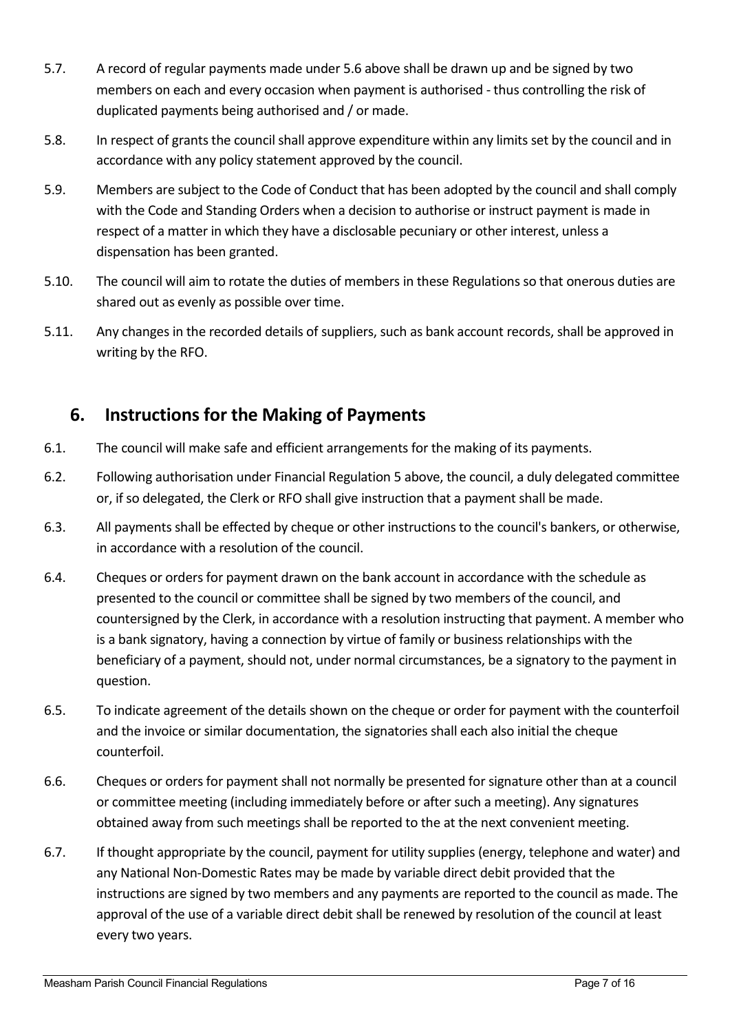5.7. A record of regular payments made under 5.6 above shall be drawn up and be signed by two members on each and every occasion when payment is authorised - thus controlling the risk of duplicated payments being authorised and / or made.

5.8. In respect of grants the council shall approve expenditure within any limits set by the council and in accordance with any policy statement approved by the council.

5.9. Members are subject to the Code of Conduct that has been adopted by the council and shall comply with the Code and Standing Orders when a decision to authorise or instruct payment is made in respect of a matter in which they have a disclosable pecuniary or other interest, unless a dispensation has been granted.

5.10. The council will aim to rotate the duties of members in these Regulations so that onerous duties are shared out as evenly as possible over time.

5.11. Any changes in the recorded details of suppliers, such as bank account records, shall be approved in writing by the RFO.

## 6. Instructions for the Making of Payments

6.1. The council will make safe and efficient arrangements for the making of its payments.

6.2. Following authorisation under Financial Regulation 5 above, the council, a duly delegated committee or, if so delegated, the Clerk or RFO shall give instruction that a payment shall be made.

6.3. All payments shall be effected by cheque or other instructions to the council's bankers, or otherwise, in accordance with a resolution of the council.

6.4. Cheques or orders for payment drawn on the bank account in accordance with the schedule as presented to the council or committee shall be signed by two members of the council, and countersigned by the Clerk, in accordance with a resolution instructing that payment. A member who is a bank signatory, having a connection by virtue of family or business relationships with the beneficiary of a payment, should not, under normal circumstances, be a signatory to the payment in question.

6.5. To indicate agreement of the details shown on the cheque or order for payment with the counterfoil and the invoice or similar documentation, the signatories shall each also initial the cheque counterfoil.

6.6. Cheques or orders for payment shall not normally be presented for signature other than at a council or committee meeting (including immediately before or after such a meeting). Any signatures obtained away from such meetings shall be reported to the at the next convenient meeting.

6.7. If thought appropriate by the council, payment for utility supplies (energy, telephone and water) and any National Non-Domestic Rates may be made by variable direct debit provided that the instructions are signed by two members and any payments are reported to the council as made. The approval of the use of a variable direct debit shall be renewed by resolution of the council at least every two years.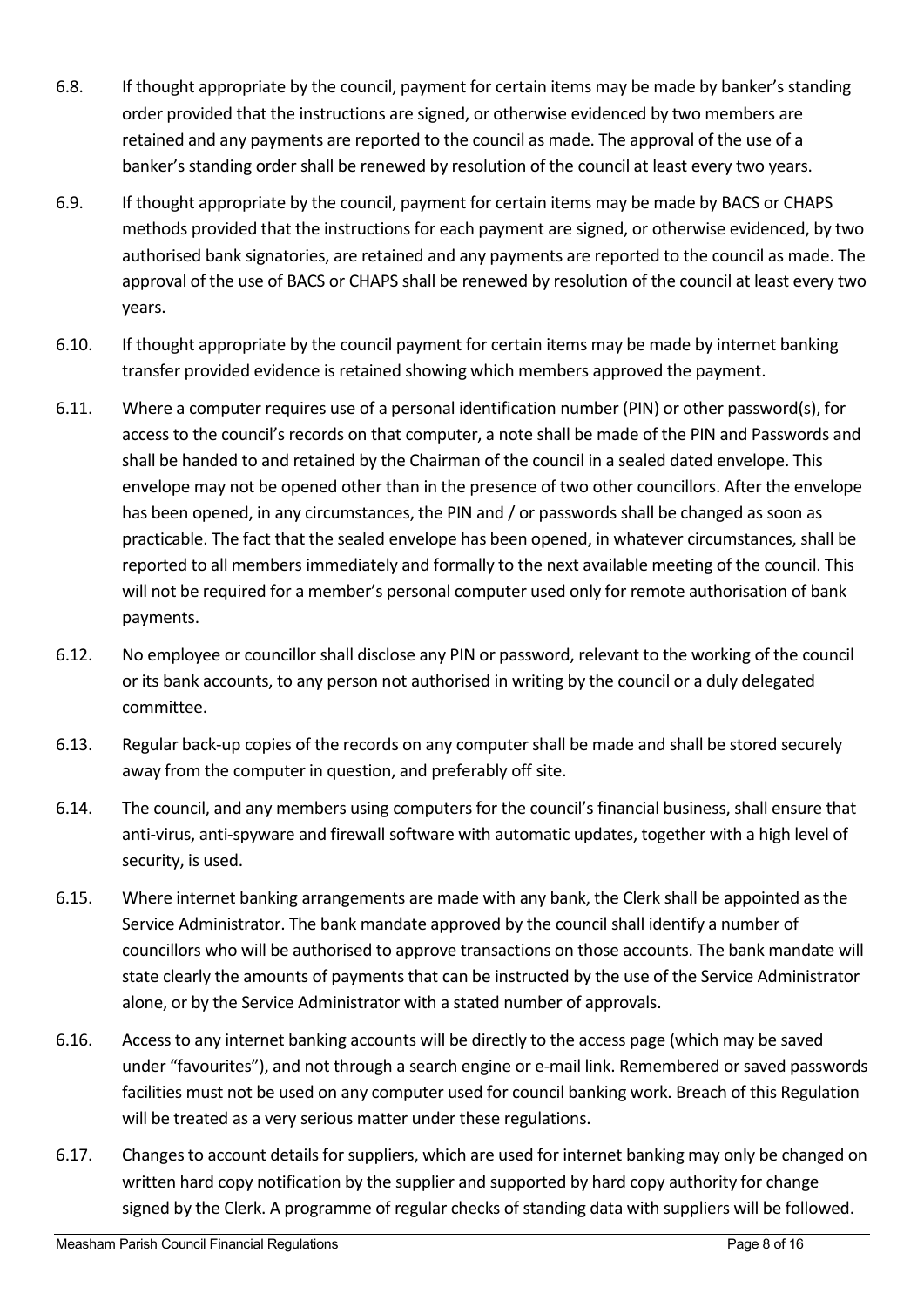6.8. If thought appropriate by the council, payment for certain items may be made by banker's standing order provided that the instructions are signed, or otherwise evidenced by two members are retained and any payments are reported to the council as made. The approval of the use of a banker's standing order shall be renewed by resolution of the council at least every two years.

6.9. If thought appropriate by the council, payment for certain items may be made by BACS or CHAPS methods provided that the instructions for each payment are signed, or otherwise evidenced, by two authorised bank signatories, are retained and any payments are reported to the council as made. The approval of the use of BACS or CHAPS shall be renewed by resolution of the council at least every two years.

6.10. If thought appropriate by the council payment for certain items may be made by internet banking transfer provided evidence is retained showing which members approved the payment.

6.11. Where a computer requires use of a personal identification number (PIN) or other password(s), for access to the council's records on that computer, a note shall be made of the PIN and Passwords and shall be handed to and retained by the Chairman of the council in a sealed dated envelope. This envelope may not be opened other than in the presence of two other councillors. After the envelope has been opened, in any circumstances, the PIN and / or passwords shall be changed as soon as practicable. The fact that the sealed envelope has been opened, in whatever circumstances, shall be reported to all members immediately and formally to the next available meeting of the council. This will not be required for a member's personal computer used only for remote authorisation of bank payments.

6.12. No employee or councillor shall disclose any PIN or password, relevant to the working of the council or its bank accounts, to any person not authorised in writing by the council or a duly delegated committee.

6.13. Regular back-up copies of the records on any computer shall be made and shall be stored securely away from the computer in question, and preferably off site.

6.14. The council, and any members using computers for the council's financial business, shall ensure that anti-virus, anti-spyware and firewall software with automatic updates, together with a high level of security, is used.

6.15. Where internet banking arrangements are made with any bank, the Clerk shall be appointed as the Service Administrator. The bank mandate approved by the council shall identify a number of councillors who will be authorised to approve transactions on those accounts. The bank mandate will state clearly the amounts of payments that can be instructed by the use of the Service Administrator alone, or by the Service Administrator with a stated number of approvals.

6.16. Access to any internet banking accounts will be directly to the access page (which may be saved under "favourites"), and not through a search engine or e-mail link. Remembered or saved passwords facilities must not be used on any computer used for council banking work. Breach of this Regulation will be treated as a very serious matter under these regulations.

6.17. Changes to account details for suppliers, which are used for internet banking may only be changed on written hard copy notification by the supplier and supported by hard copy authority for change signed by the Clerk. A programme of regular checks of standing data with suppliers will be followed.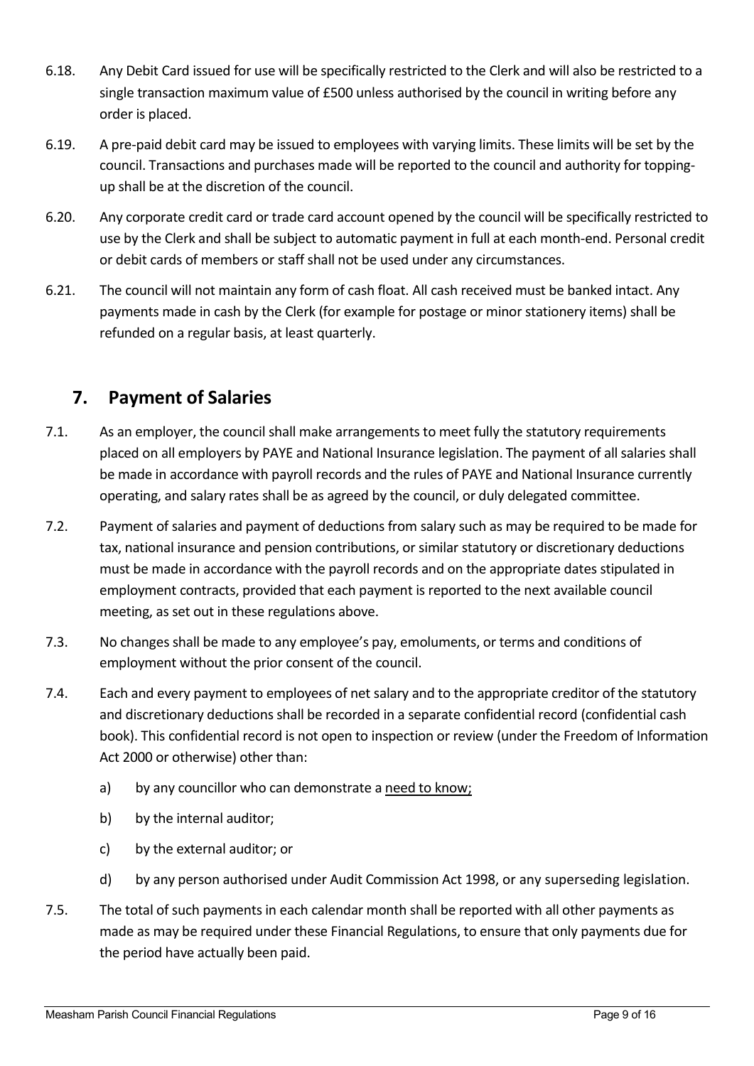6.18. Any Debit Card issued for use will be specifically restricted to the Clerk and will also be restricted to a single transaction maximum value of £500 unless authorised by the council in writing before any order is placed.

6.19. A pre-paid debit card may be issued to employees with varying limits. These limits will be set by the council. Transactions and purchases made will be reported to the council and authority for topping-up shall be at the discretion of the council.

6.20. Any corporate credit card or trade card account opened by the council will be specifically restricted to use by the Clerk and shall be subject to automatic payment in full at each month-end. Personal credit or debit cards of members or staff shall not be used under any circumstances.

6.21. The council will not maintain any form of cash float. All cash received must be banked intact. Any payments made in cash by the Clerk (for example for postage or minor stationery items) shall be refunded on a regular basis, at least quarterly.

## 7. Payment of Salaries

7.1. As an employer, the council shall make arrangements to meet fully the statutory requirements placed on all employers by PAYE and National Insurance legislation. The payment of all salaries shall be made in accordance with payroll records and the rules of PAYE and National Insurance currently operating, and salary rates shall be as agreed by the council, or duly delegated committee.

7.2. Payment of salaries and payment of deductions from salary such as may be required to be made for tax, national insurance and pension contributions, or similar statutory or discretionary deductions must be made in accordance with the payroll records and on the appropriate dates stipulated in employment contracts, provided that each payment is reported to the next available council meeting, as set out in these regulations above.

7.3. No changes shall be made to any employee's pay, emoluments, or terms and conditions of employment without the prior consent of the council.

7.4. Each and every payment to employees of net salary and to the appropriate creditor of the statutory and discretionary deductions shall be recorded in a separate confidential record (confidential cash book). This confidential record is not open to inspection or review (under the Freedom of Information Act 2000 or otherwise) other than:

a) by any councillor who can demonstrate a need to know;

b) by the internal auditor;

c) by the external auditor; or

d) by any person authorised under Audit Commission Act 1998, or any superseding legislation.

7.5. The total of such payments in each calendar month shall be reported with all other payments as made as may be required under these Financial Regulations, to ensure that only payments due for the period have actually been paid.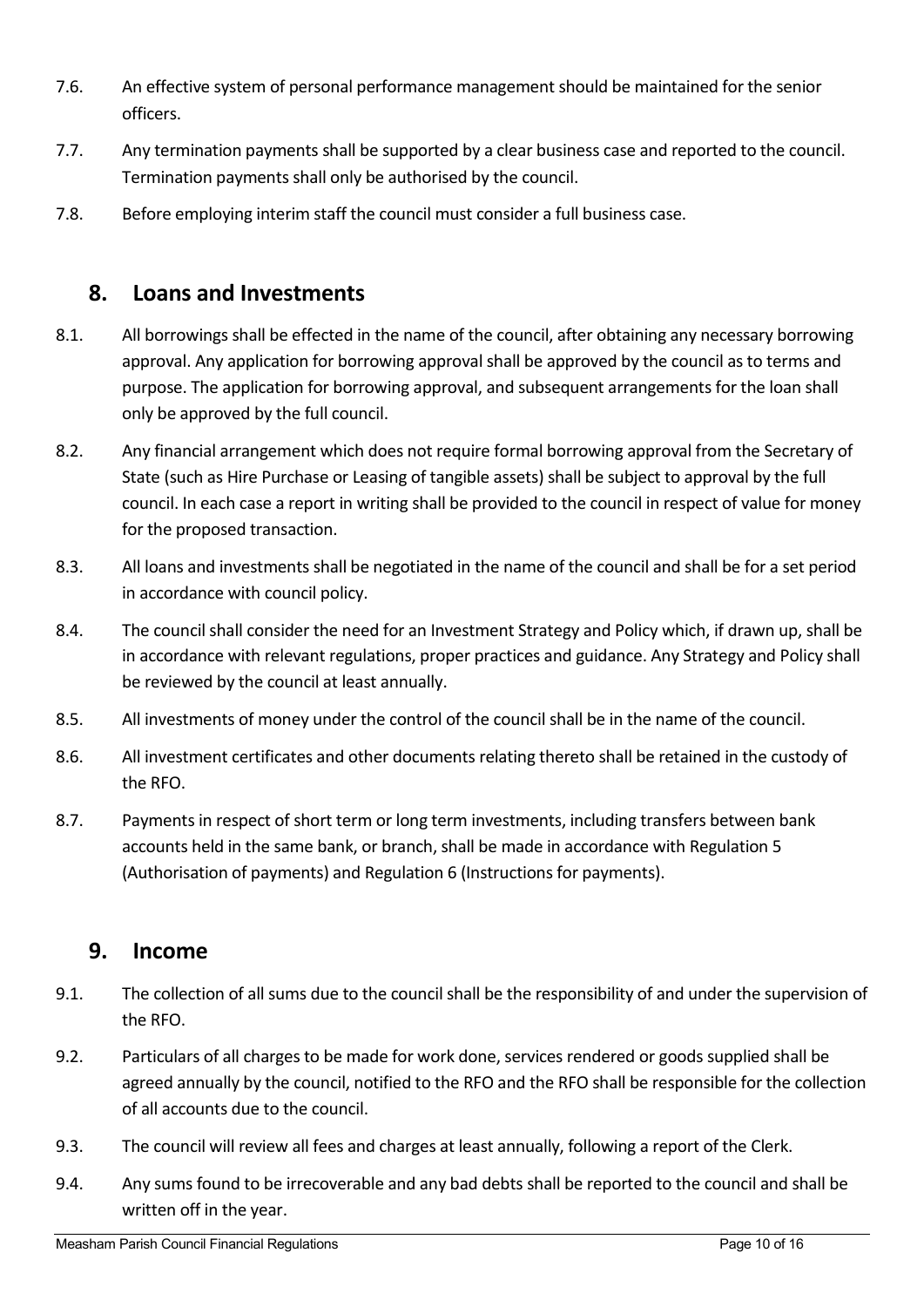7.6. An effective system of personal performance management should be maintained for the senior officers.

7.7. Any termination payments shall be supported by a clear business case and reported to the council. Termination payments shall only be authorised by the council.

7.8. Before employing interim staff the council must consider a full business case.

## 8. Loans and Investments

8.1. All borrowings shall be effected in the name of the council, after obtaining any necessary borrowing approval. Any application for borrowing approval shall be approved by the council as to terms and purpose. The application for borrowing approval, and subsequent arrangements for the loan shall only be approved by the full council.

8.2. Any financial arrangement which does not require formal borrowing approval from the Secretary of State (such as Hire Purchase or Leasing of tangible assets) shall be subject to approval by the full council. In each case a report in writing shall be provided to the council in respect of value for money for the proposed transaction.

8.3. All loans and investments shall be negotiated in the name of the council and shall be for a set period in accordance with council policy.

8.4. The council shall consider the need for an Investment Strategy and Policy which, if drawn up, shall be in accordance with relevant regulations, proper practices and guidance. Any Strategy and Policy shall be reviewed by the council at least annually.

8.5. All investments of money under the control of the council shall be in the name of the council.

8.6. All investment certificates and other documents relating thereto shall be retained in the custody of the RFO.

8.7. Payments in respect of short term or long term investments, including transfers between bank accounts held in the same bank, or branch, shall be made in accordance with Regulation 5 (Authorisation of payments) and Regulation 6 (Instructions for payments).

## 9. Income

9.1. The collection of all sums due to the council shall be the responsibility of and under the supervision of the RFO.

9.2. Particulars of all charges to be made for work done, services rendered or goods supplied shall be agreed annually by the council, notified to the RFO and the RFO shall be responsible for the collection of all accounts due to the council.

9.3. The council will review all fees and charges at least annually, following a report of the Clerk.

9.4. Any sums found to be irrecoverable and any bad debts shall be reported to the council and shall be written off in the year.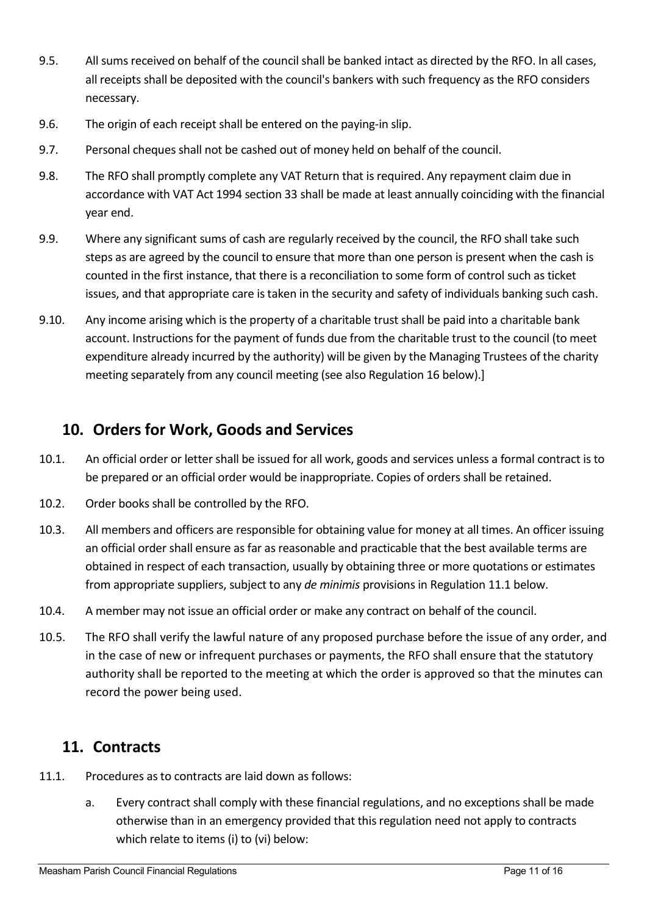9.5. All sums received on behalf of the council shall be banked intact as directed by the RFO. In all cases, all receipts shall be deposited with the council's bankers with such frequency as the RFO considers necessary.

9.6. The origin of each receipt shall be entered on the paying-in slip.

9.7. Personal cheques shall not be cashed out of money held on behalf of the council.

9.8. The RFO shall promptly complete any VAT Return that is required. Any repayment claim due in accordance with VAT Act 1994 section 33 shall be made at least annually coinciding with the financial year end.

9.9. Where any significant sums of cash are regularly received by the council, the RFO shall take such steps as are agreed by the council to ensure that more than one person is present when the cash is counted in the first instance, that there is a reconciliation to some form of control such as ticket issues, and that appropriate care is taken in the security and safety of individuals banking such cash.

9.10. Any income arising which is the property of a charitable trust shall be paid into a charitable bank account. Instructions for the payment of funds due from the charitable trust to the council (to meet expenditure already incurred by the authority) will be given by the Managing Trustees of the charity meeting separately from any council meeting (see also Regulation 16 below).]

## 10. Orders for Work, Goods and Services

10.1. An official order or letter shall be issued for all work, goods and services unless a formal contract is to be prepared or an official order would be inappropriate. Copies of orders shall be retained.

10.2. Order books shall be controlled by the RFO.

10.3. All members and officers are responsible for obtaining value for money at all times. An officer issuing an official order shall ensure as far as reasonable and practicable that the best available terms are obtained in respect of each transaction, usually by obtaining three or more quotations or estimates from appropriate suppliers, subject to any *de minimis* provisions in Regulation 11.1 below.

10.4. A member may not issue an official order or make any contract on behalf of the council.

10.5. The RFO shall verify the lawful nature of any proposed purchase before the issue of any order, and in the case of new or infrequent purchases or payments, the RFO shall ensure that the statutory authority shall be reported to the meeting at which the order is approved so that the minutes can record the power being used.

## 11. Contracts

11.1. Procedures as to contracts are laid down as follows:

a. Every contract shall comply with these financial regulations, and no exceptions shall be made otherwise than in an emergency provided that this regulation need not apply to contracts which relate to items (i) to (vi) below: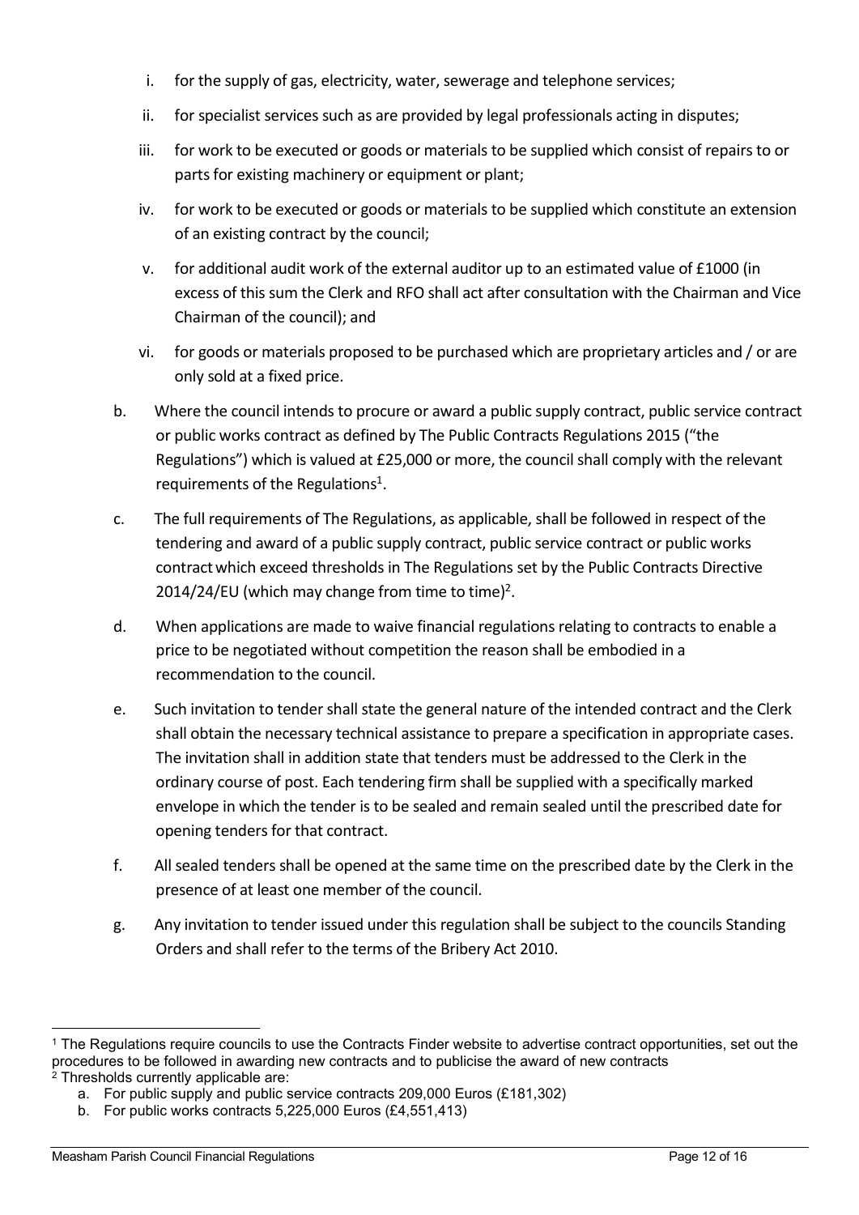i. for the supply of gas, electricity, water, sewerage and telephone services;

ii. for specialist services such as are provided by legal professionals acting in disputes;

iii. for work to be executed or goods or materials to be supplied which consist of repairs to or parts for existing machinery or equipment or plant;

iv. for work to be executed or goods or materials to be supplied which constitute an extension of an existing contract by the council;

v. for additional audit work of the external auditor up to an estimated value of £1000 (in excess of this sum the Clerk and RFO shall act after consultation with the Chairman and Vice Chairman of the council); and

vi. for goods or materials proposed to be purchased which are proprietary articles and / or are only sold at a fixed price.

b. Where the council intends to procure or award a public supply contract, public service contract or public works contract as defined by The Public Contracts Regulations 2015 ("the Regulations") which is valued at £25,000 or more, the council shall comply with the relevant requirements of the Regulations[1].

c. The full requirements of The Regulations, as applicable, shall be followed in respect of the tendering and award of a public supply contract, public service contract or public works contract which exceed thresholds in The Regulations set by the Public Contracts Directive 2014/24/EU (which may change from time to time)[2].

d. When applications are made to waive financial regulations relating to contracts to enable a price to be negotiated without competition the reason shall be embodied in a recommendation to the council.

e. Such invitation to tender shall state the general nature of the intended contract and the Clerk shall obtain the necessary technical assistance to prepare a specification in appropriate cases. The invitation shall in addition state that tenders must be addressed to the Clerk in the ordinary course of post. Each tendering firm shall be supplied with a specifically marked envelope in which the tender is to be sealed and remain sealed until the prescribed date for opening tenders for that contract.

f. All sealed tenders shall be opened at the same time on the prescribed date by the Clerk in the presence of at least one member of the council.

g. Any invitation to tender issued under this regulation shall be subject to the councils Standing Orders and shall refer to the terms of the Bribery Act 2010.

---

[1] The Regulations require councils to use the Contracts Finder website to advertise contract opportunities, set out the procedures to be followed in awarding new contracts and to publicise the award of new contracts

[2] Thresholds currently applicable are:

a. For public supply and public service contracts 209,000 Euros (£181,302)

b. For public works contracts 5,225,000 Euros (£4,551,413)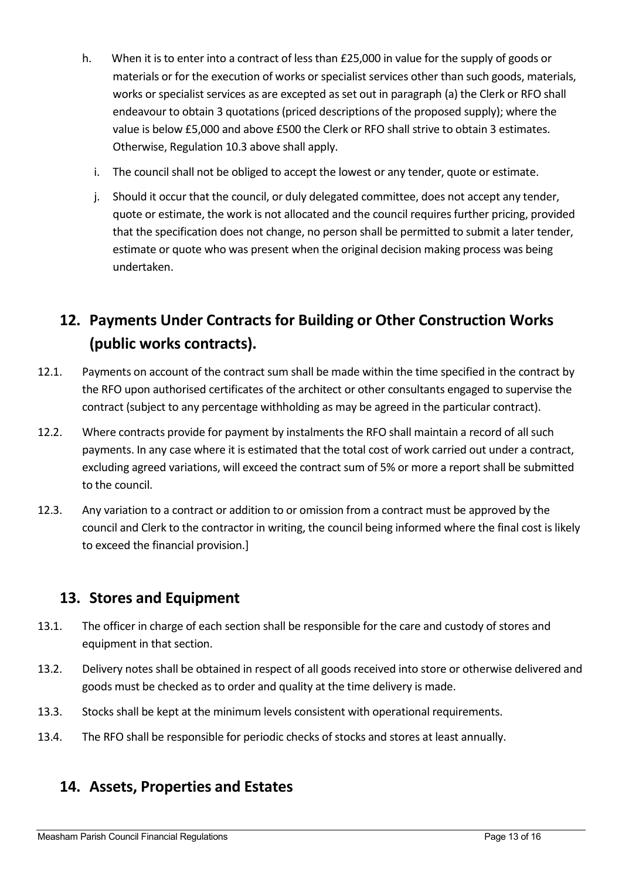h. When it is to enter into a contract of less than £25,000 in value for the supply of goods or materials or for the execution of works or specialist services other than such goods, materials, works or specialist services as are excepted as set out in paragraph (a) the Clerk or RFO shall endeavour to obtain 3 quotations (priced descriptions of the proposed supply); where the value is below £5,000 and above £500 the Clerk or RFO shall strive to obtain 3 estimates. Otherwise, Regulation 10.3 above shall apply.

i. The council shall not be obliged to accept the lowest or any tender, quote or estimate.

j. Should it occur that the council, or duly delegated committee, does not accept any tender, quote or estimate, the work is not allocated and the council requires further pricing, provided that the specification does not change, no person shall be permitted to submit a later tender, estimate or quote who was present when the original decision making process was being undertaken.

## 12. Payments Under Contracts for Building or Other Construction Works (public works contracts).

12.1. Payments on account of the contract sum shall be made within the time specified in the contract by the RFO upon authorised certificates of the architect or other consultants engaged to supervise the contract (subject to any percentage withholding as may be agreed in the particular contract).

12.2. Where contracts provide for payment by instalments the RFO shall maintain a record of all such payments. In any case where it is estimated that the total cost of work carried out under a contract, excluding agreed variations, will exceed the contract sum of 5% or more a report shall be submitted to the council.

12.3. Any variation to a contract or addition to or omission from a contract must be approved by the council and Clerk to the contractor in writing, the council being informed where the final cost is likely to exceed the financial provision.]

## 13. Stores and Equipment

13.1. The officer in charge of each section shall be responsible for the care and custody of stores and equipment in that section.

13.2. Delivery notes shall be obtained in respect of all goods received into store or otherwise delivered and goods must be checked as to order and quality at the time delivery is made.

13.3. Stocks shall be kept at the minimum levels consistent with operational requirements.

13.4. The RFO shall be responsible for periodic checks of stocks and stores at least annually.

## 14. Assets, Properties and Estates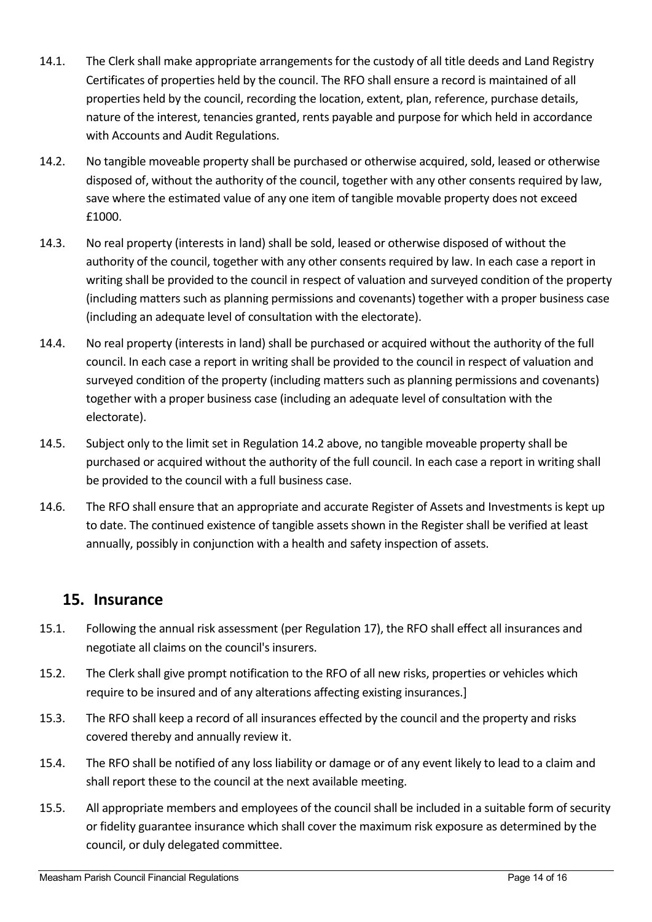14.1. The Clerk shall make appropriate arrangements for the custody of all title deeds and Land Registry Certificates of properties held by the council. The RFO shall ensure a record is maintained of all properties held by the council, recording the location, extent, plan, reference, purchase details, nature of the interest, tenancies granted, rents payable and purpose for which held in accordance with Accounts and Audit Regulations.

14.2. No tangible moveable property shall be purchased or otherwise acquired, sold, leased or otherwise disposed of, without the authority of the council, together with any other consents required by law, save where the estimated value of any one item of tangible movable property does not exceed £1000.

14.3. No real property (interests in land) shall be sold, leased or otherwise disposed of without the authority of the council, together with any other consents required by law. In each case a report in writing shall be provided to the council in respect of valuation and surveyed condition of the property (including matters such as planning permissions and covenants) together with a proper business case (including an adequate level of consultation with the electorate).

14.4. No real property (interests in land) shall be purchased or acquired without the authority of the full council. In each case a report in writing shall be provided to the council in respect of valuation and surveyed condition of the property (including matters such as planning permissions and covenants) together with a proper business case (including an adequate level of consultation with the electorate).

14.5. Subject only to the limit set in Regulation 14.2 above, no tangible moveable property shall be purchased or acquired without the authority of the full council. In each case a report in writing shall be provided to the council with a full business case.

14.6. The RFO shall ensure that an appropriate and accurate Register of Assets and Investments is kept up to date. The continued existence of tangible assets shown in the Register shall be verified at least annually, possibly in conjunction with a health and safety inspection of assets.

## 15. Insurance

15.1. Following the annual risk assessment (per Regulation 17), the RFO shall effect all insurances and negotiate all claims on the council's insurers.

15.2. The Clerk shall give prompt notification to the RFO of all new risks, properties or vehicles which require to be insured and of any alterations affecting existing insurances.]

15.3. The RFO shall keep a record of all insurances effected by the council and the property and risks covered thereby and annually review it.

15.4. The RFO shall be notified of any loss liability or damage or of any event likely to lead to a claim and shall report these to the council at the next available meeting.

15.5. All appropriate members and employees of the council shall be included in a suitable form of security or fidelity guarantee insurance which shall cover the maximum risk exposure as determined by the council, or duly delegated committee.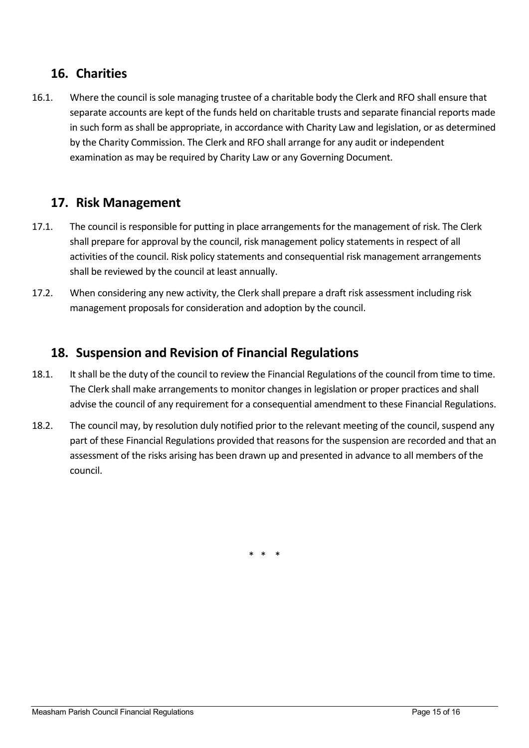## 16. Charities

16.1. Where the council is sole managing trustee of a charitable body the Clerk and RFO shall ensure that separate accounts are kept of the funds held on charitable trusts and separate financial reports made in such form as shall be appropriate, in accordance with Charity Law and legislation, or as determined by the Charity Commission. The Clerk and RFO shall arrange for any audit or independent examination as may be required by Charity Law or any Governing Document.

## 17. Risk Management

17.1. The council is responsible for putting in place arrangements for the management of risk. The Clerk shall prepare for approval by the council, risk management policy statements in respect of all activities of the council. Risk policy statements and consequential risk management arrangements shall be reviewed by the council at least annually.

17.2. When considering any new activity, the Clerk shall prepare a draft risk assessment including risk management proposals for consideration and adoption by the council.

## 18. Suspension and Revision of Financial Regulations

18.1. It shall be the duty of the council to review the Financial Regulations of the council from time to time. The Clerk shall make arrangements to monitor changes in legislation or proper practices and shall advise the council of any requirement for a consequential amendment to these Financial Regulations.

18.2. The council may, by resolution duly notified prior to the relevant meeting of the council, suspend any part of these Financial Regulations provided that reasons for the suspension are recorded and that an assessment of the risks arising has been drawn up and presented in advance to all members of the council.

\* \* \*